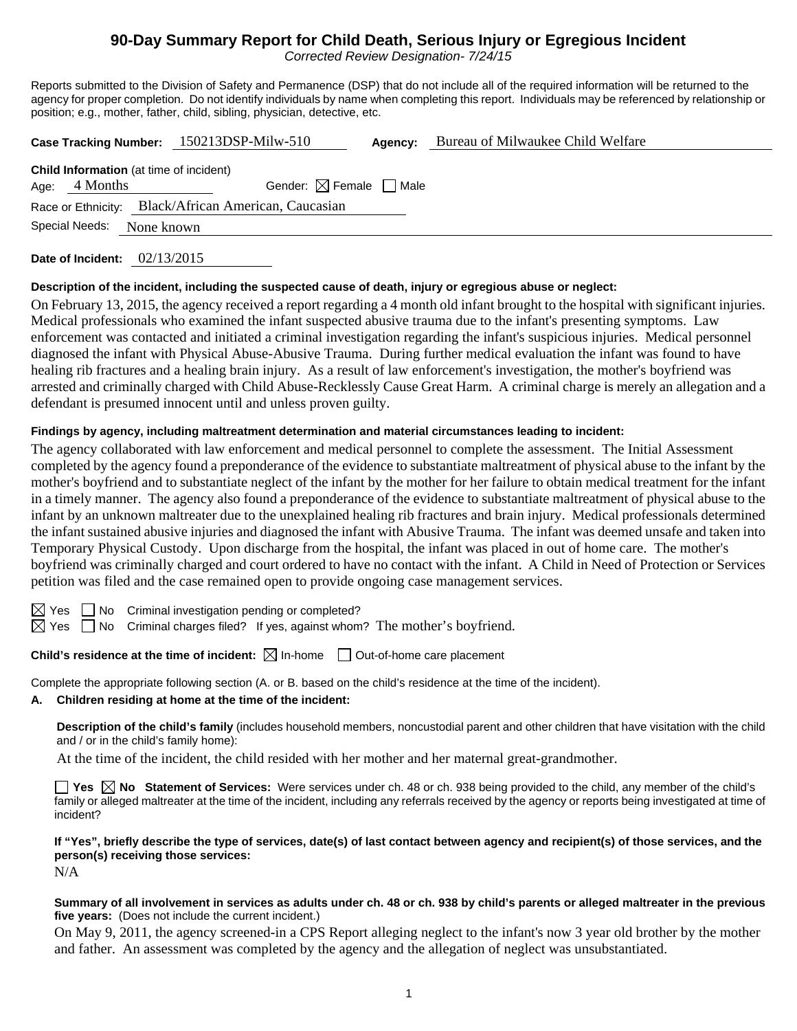# 90-Day Summary Report for Child Death, Serious Injury or Egregious Incident

*Corrected Review Designation- 7/24/15*

Reports submitted to the Division of Safety and Permanence (DSP) that do not include all of the required information will be returned to the agency for proper completion. Do not identify individuals by name when completing this report. Individuals may be referenced by relationship or position; e.g., mother, father, child, sibling, physician, detective, etc.

**Case Tracking Number:** 150213DSP-Milw-510 **Agency:** Bureau of Milwaukee Child Welfare

**Child Information** (at time of incident)

Age: 4 Months Gender: ☒ Female ☐ Male

Race or Ethnicity: Black/African American, Caucasian

Special Needs: None known

**Date of Incident:** 02/13/2015

**Description of the incident, including the suspected cause of death, injury or egregious abuse or neglect:**

On February 13, 2015, the agency received a report regarding a 4 month old infant brought to the hospital with significant injuries. Medical professionals who examined the infant suspected abusive trauma due to the infant's presenting symptoms. Law enforcement was contacted and initiated a criminal investigation regarding the infant's suspicious injuries. Medical personnel diagnosed the infant with Physical Abuse-Abusive Trauma. During further medical evaluation the infant was found to have healing rib fractures and a healing brain injury. As a result of law enforcement's investigation, the mother's boyfriend was arrested and criminally charged with Child Abuse-Recklessly Cause Great Harm. A criminal charge is merely an allegation and a defendant is presumed innocent until and unless proven guilty.

**Findings by agency, including maltreatment determination and material circumstances leading to incident:**

The agency collaborated with law enforcement and medical personnel to complete the assessment. The Initial Assessment completed by the agency found a preponderance of the evidence to substantiate maltreatment of physical abuse to the infant by the mother's boyfriend and to substantiate neglect of the infant by the mother for her failure to obtain medical treatment for the infant in a timely manner. The agency also found a preponderance of the evidence to substantiate maltreatment of physical abuse to the infant by an unknown maltreater due to the unexplained healing rib fractures and brain injury. Medical professionals determined the infant sustained abusive injuries and diagnosed the infant with Abusive Trauma. The infant was deemed unsafe and taken into Temporary Physical Custody. Upon discharge from the hospital, the infant was placed in out of home care. The mother's boyfriend was criminally charged and court ordered to have no contact with the infant. A Child in Need of Protection or Services petition was filed and the case remained open to provide ongoing case management services.

☒ Yes ☐ No Criminal investigation pending or completed?

☒ Yes ☐ No Criminal charges filed? If yes, against whom? The mother's boyfriend.

**Child's residence at the time of incident:** ☒ In-home ☐ Out-of-home care placement

Complete the appropriate following section (A. or B. based on the child's residence at the time of the incident).

**A. Children residing at home at the time of the incident:**

**Description of the child's family** (includes household members, noncustodial parent and other children that have visitation with the child and / or in the child's family home):

At the time of the incident, the child resided with her mother and her maternal great-grandmother.

☐ **Yes** ☒ **No** **Statement of Services:** Were services under ch. 48 or ch. 938 being provided to the child, any member of the child's family or alleged maltreater at the time of the incident, including any referrals received by the agency or reports being investigated at time of incident?

**If "Yes", briefly describe the type of services, date(s) of last contact between agency and recipient(s) of those services, and the person(s) receiving those services:**

N/A

**Summary of all involvement in services as adults under ch. 48 or ch. 938 by child's parents or alleged maltreater in the previous five years:** (Does not include the current incident.)

On May 9, 2011, the agency screened-in a CPS Report alleging neglect to the infant's now 3 year old brother by the mother and father. An assessment was completed by the agency and the allegation of neglect was unsubstantiated.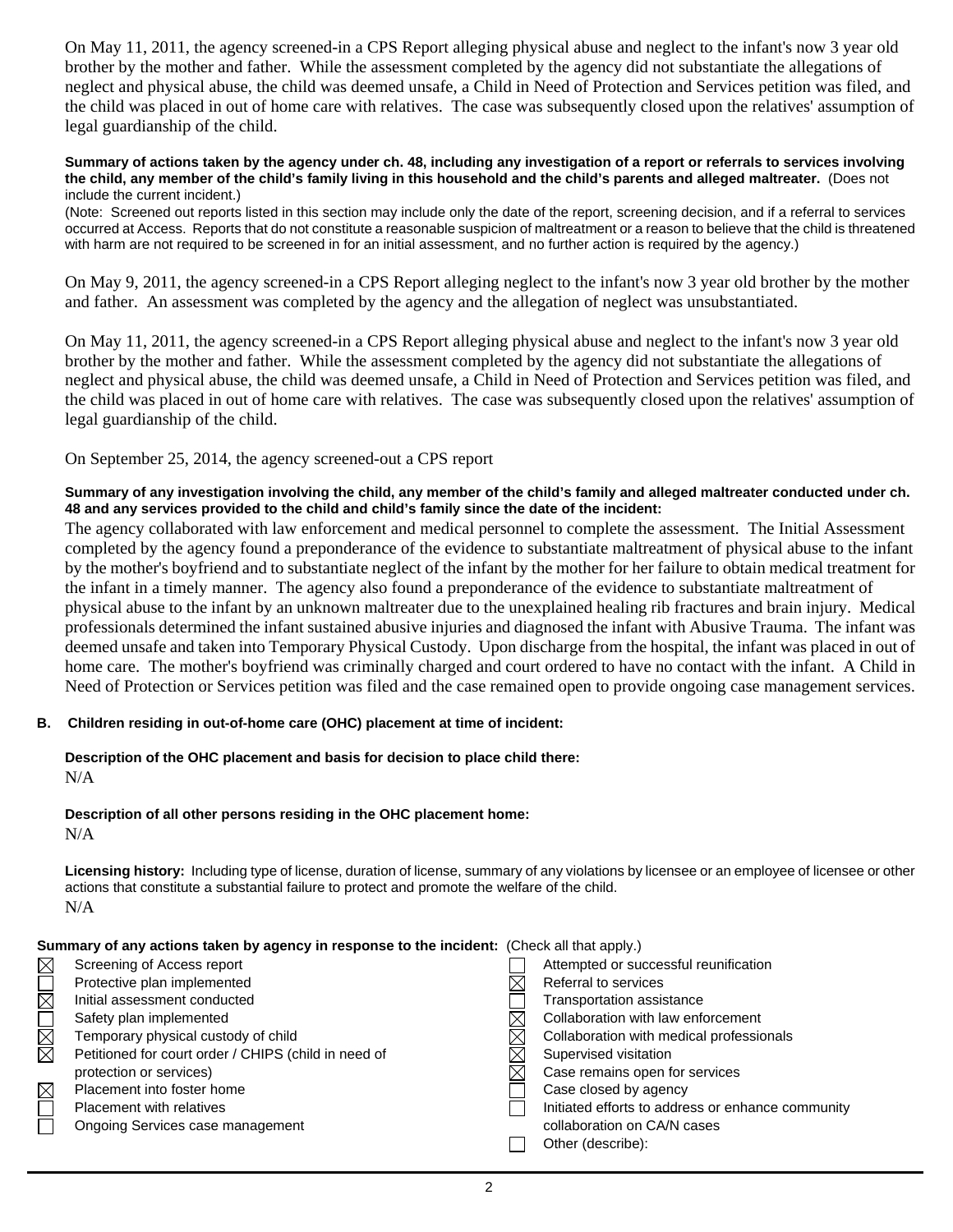On May 11, 2011, the agency screened-in a CPS Report alleging physical abuse and neglect to the infant's now 3 year old brother by the mother and father. While the assessment completed by the agency did not substantiate the allegations of neglect and physical abuse, the child was deemed unsafe, a Child in Need of Protection and Services petition was filed, and the child was placed in out of home care with relatives. The case was subsequently closed upon the relatives' assumption of legal guardianship of the child.

**Summary of actions taken by the agency under ch. 48, including any investigation of a report or referrals to services involving the child, any member of the child's family living in this household and the child's parents and alleged maltreater.** (Does not include the current incident.)

(Note: Screened out reports listed in this section may include only the date of the report, screening decision, and if a referral to services occurred at Access. Reports that do not constitute a reasonable suspicion of maltreatment or a reason to believe that the child is threatened with harm are not required to be screened in for an initial assessment, and no further action is required by the agency.)

On May 9, 2011, the agency screened-in a CPS Report alleging neglect to the infant's now 3 year old brother by the mother and father. An assessment was completed by the agency and the allegation of neglect was unsubstantiated.

On May 11, 2011, the agency screened-in a CPS Report alleging physical abuse and neglect to the infant's now 3 year old brother by the mother and father. While the assessment completed by the agency did not substantiate the allegations of neglect and physical abuse, the child was deemed unsafe, a Child in Need of Protection and Services petition was filed, and the child was placed in out of home care with relatives. The case was subsequently closed upon the relatives' assumption of legal guardianship of the child.

On September 25, 2014, the agency screened-out a CPS report

**Summary of any investigation involving the child, any member of the child's family and alleged maltreater conducted under ch. 48 and any services provided to the child and child's family since the date of the incident:**

The agency collaborated with law enforcement and medical personnel to complete the assessment. The Initial Assessment completed by the agency found a preponderance of the evidence to substantiate maltreatment of physical abuse to the infant by the mother's boyfriend and to substantiate neglect of the infant by the mother for her failure to obtain medical treatment for the infant in a timely manner. The agency also found a preponderance of the evidence to substantiate maltreatment of physical abuse to the infant by an unknown maltreater due to the unexplained healing rib fractures and brain injury. Medical professionals determined the infant sustained abusive injuries and diagnosed the infant with Abusive Trauma. The infant was deemed unsafe and taken into Temporary Physical Custody. Upon discharge from the hospital, the infant was placed in out of home care. The mother's boyfriend was criminally charged and court ordered to have no contact with the infant. A Child in Need of Protection or Services petition was filed and the case remained open to provide ongoing case management services.

**B. Children residing in out-of-home care (OHC) placement at time of incident:**

**Description of the OHC placement and basis for decision to place child there:**

N/A

**Description of all other persons residing in the OHC placement home:**

N/A

**Licensing history:** Including type of license, duration of license, summary of any violations by licensee or an employee of licensee or other actions that constitute a substantial failure to protect and promote the welfare of the child.

N/A

**Summary of any actions taken by agency in response to the incident:** (Check all that apply.)

- ☒ Screening of Access report
- ☐ Protective plan implemented
- ☒ Initial assessment conducted
- ☐ Safety plan implemented
- ☒ Temporary physical custody of child
- ☒ Petitioned for court order / CHIPS (child in need of protection or services)
- ☒ Placement into foster home
- ☐ Placement with relatives
- ☐ Ongoing Services case management
- ☐ Attempted or successful reunification
- ☒ Referral to services
- ☐ Transportation assistance
- ☒ Collaboration with law enforcement
- ☒ Collaboration with medical professionals
- ☒ Supervised visitation
- ☒ Case remains open for services
- ☐ Case closed by agency
- ☐ Initiated efforts to address or enhance community collaboration on CA/N cases
- ☐ Other (describe):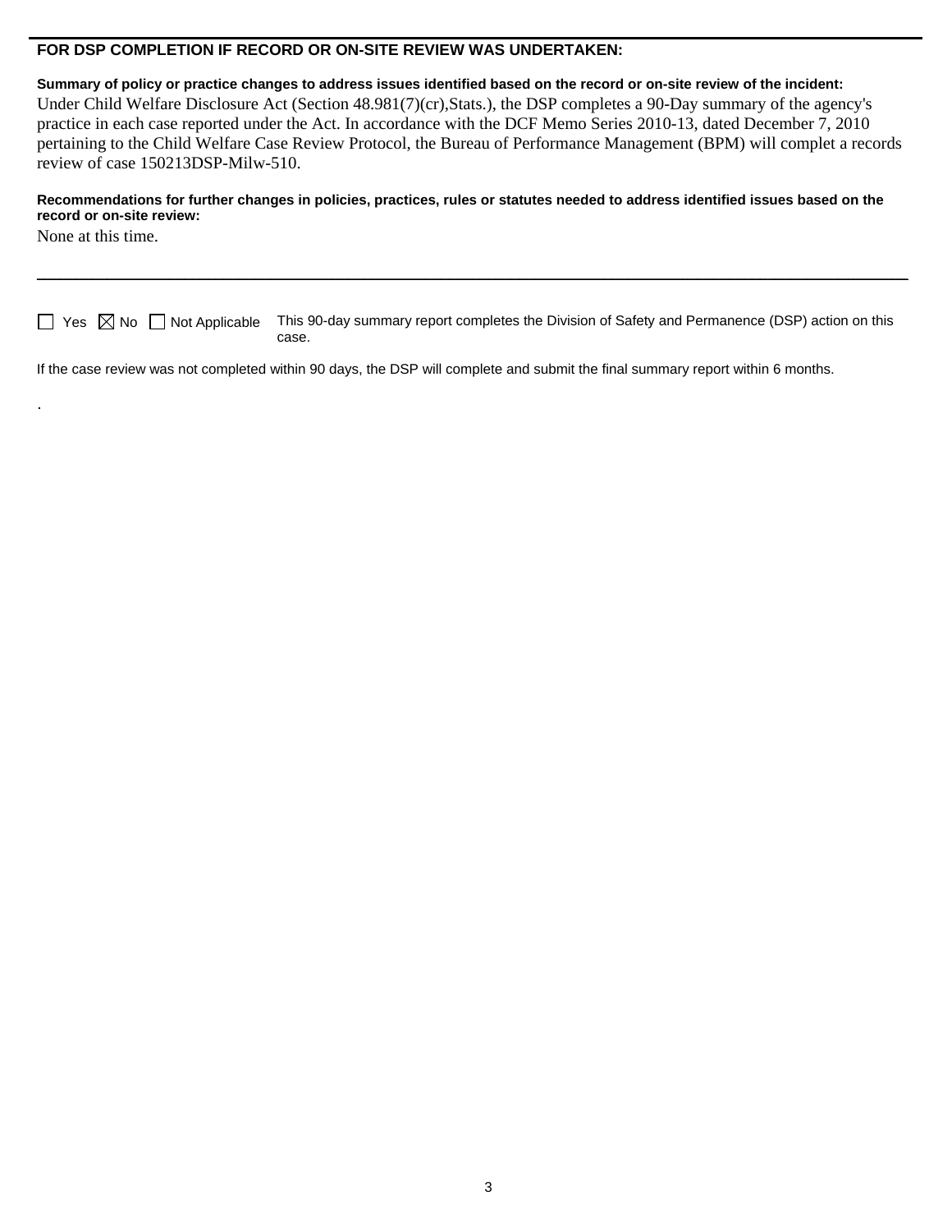**FOR DSP COMPLETION IF RECORD OR ON-SITE REVIEW WAS UNDERTAKEN:**

**Summary of policy or practice changes to address issues identified based on the record or on-site review of the incident:**

Under Child Welfare Disclosure Act (Section 48.981(7)(cr),Stats.), the DSP completes a 90-Day summary of the agency's practice in each case reported under the Act. In accordance with the DCF Memo Series 2010-13, dated December 7, 2010 pertaining to the Child Welfare Case Review Protocol, the Bureau of Performance Management (BPM) will complet a records review of case 150213DSP-Milw-510.

**Recommendations for further changes in policies, practices, rules or statutes needed to address identified issues based on the record or on-site review:**

None at this time.

---

☐ Yes ☒ No ☐ Not Applicable This 90-day summary report completes the Division of Safety and Permanence (DSP) action on this case.

If the case review was not completed within 90 days, the DSP will complete and submit the final summary report within 6 months.

.